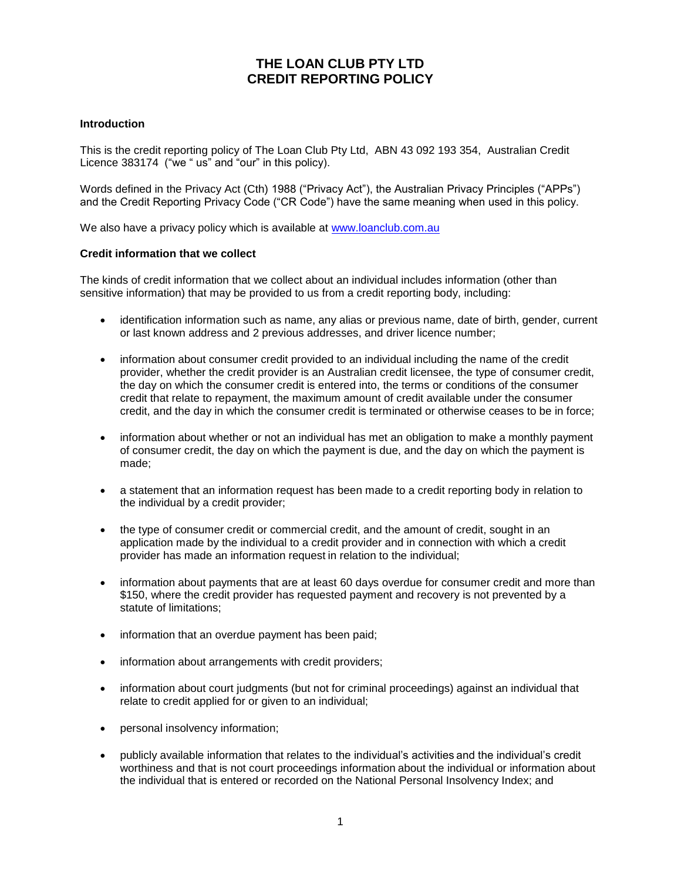# THE LOAN CLUB PTY LTD
# CREDIT REPORTING POLICY

**Introduction**

This is the credit reporting policy of The Loan Club Pty Ltd, ABN 43 092 193 354, Australian Credit Licence 383174 ("we " us" and "our" in this policy).

Words defined in the Privacy Act (Cth) 1988 ("Privacy Act"), the Australian Privacy Principles ("APPs") and the Credit Reporting Privacy Code ("CR Code") have the same meaning when used in this policy.

We also have a privacy policy which is available at [www.loanclub.com.au](www.loanclub.com.au)

**Credit information that we collect**

The kinds of credit information that we collect about an individual includes information (other than sensitive information) that may be provided to us from a credit reporting body, including:

- identification information such as name, any alias or previous name, date of birth, gender, current or last known address and 2 previous addresses, and driver licence number;
- information about consumer credit provided to an individual including the name of the credit provider, whether the credit provider is an Australian credit licensee, the type of consumer credit, the day on which the consumer credit is entered into, the terms or conditions of the consumer credit that relate to repayment, the maximum amount of credit available under the consumer credit, and the day in which the consumer credit is terminated or otherwise ceases to be in force;
- information about whether or not an individual has met an obligation to make a monthly payment of consumer credit, the day on which the payment is due, and the day on which the payment is made;
- a statement that an information request has been made to a credit reporting body in relation to the individual by a credit provider;
- the type of consumer credit or commercial credit, and the amount of credit, sought in an application made by the individual to a credit provider and in connection with which a credit provider has made an information request in relation to the individual;
- information about payments that are at least 60 days overdue for consumer credit and more than $150, where the credit provider has requested payment and recovery is not prevented by a statute of limitations;
- information that an overdue payment has been paid;
- information about arrangements with credit providers;
- information about court judgments (but not for criminal proceedings) against an individual that relate to credit applied for or given to an individual;
- personal insolvency information;
- publicly available information that relates to the individual's activities and the individual's credit worthiness and that is not court proceedings information about the individual or information about the individual that is entered or recorded on the National Personal Insolvency Index; and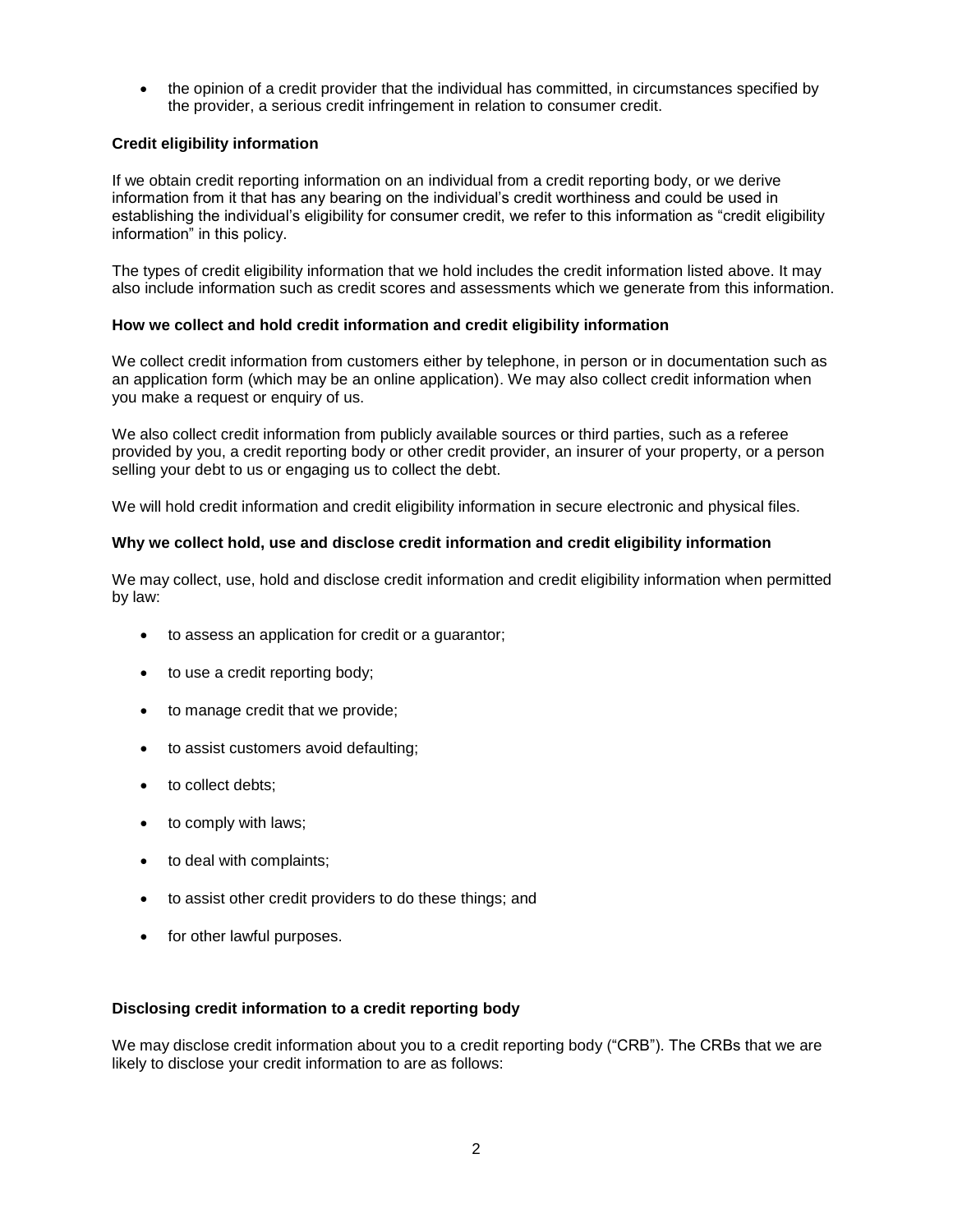- the opinion of a credit provider that the individual has committed, in circumstances specified by the provider, a serious credit infringement in relation to consumer credit.

**Credit eligibility information**

If we obtain credit reporting information on an individual from a credit reporting body, or we derive information from it that has any bearing on the individual's credit worthiness and could be used in establishing the individual's eligibility for consumer credit, we refer to this information as "credit eligibility information" in this policy.

The types of credit eligibility information that we hold includes the credit information listed above. It may also include information such as credit scores and assessments which we generate from this information.

**How we collect and hold credit information and credit eligibility information**

We collect credit information from customers either by telephone, in person or in documentation such as an application form (which may be an online application). We may also collect credit information when you make a request or enquiry of us.

We also collect credit information from publicly available sources or third parties, such as a referee provided by you, a credit reporting body or other credit provider, an insurer of your property, or a person selling your debt to us or engaging us to collect the debt.

We will hold credit information and credit eligibility information in secure electronic and physical files.

**Why we collect hold, use and disclose credit information and credit eligibility information**

We may collect, use, hold and disclose credit information and credit eligibility information when permitted by law:

- to assess an application for credit or a guarantor;
- to use a credit reporting body;
- to manage credit that we provide;
- to assist customers avoid defaulting;
- to collect debts;
- to comply with laws;
- to deal with complaints;
- to assist other credit providers to do these things; and
- for other lawful purposes.

**Disclosing credit information to a credit reporting body**

We may disclose credit information about you to a credit reporting body ("CRB"). The CRBs that we are likely to disclose your credit information to are as follows: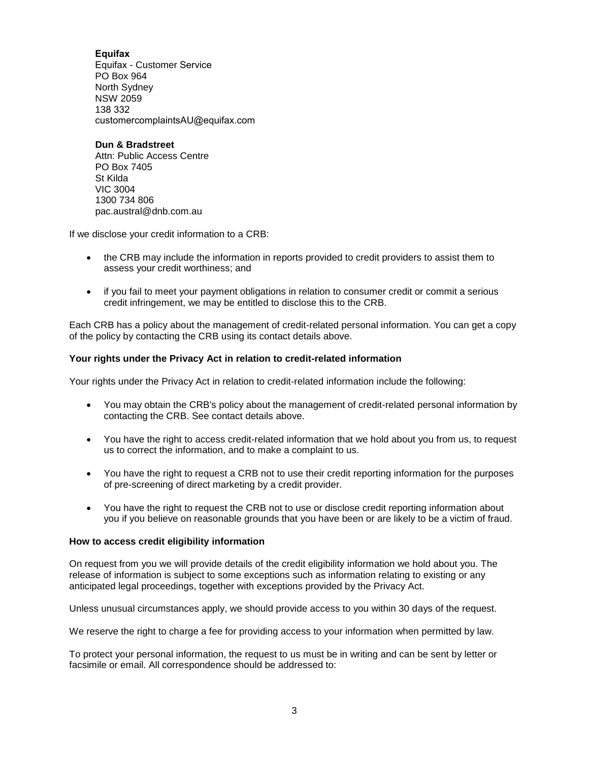**Equifax**
Equifax - Customer Service
PO Box 964
North Sydney
NSW 2059
138 332
customercomplaintsAU@equifax.com

**Dun & Bradstreet**
Attn: Public Access Centre
PO Box 7405
St Kilda
VIC 3004
1300 734 806
pac.austral@dnb.com.au

If we disclose your credit information to a CRB:

- the CRB may include the information in reports provided to credit providers to assist them to assess your credit worthiness; and
- if you fail to meet your payment obligations in relation to consumer credit or commit a serious credit infringement, we may be entitled to disclose this to the CRB.

Each CRB has a policy about the management of credit-related personal information. You can get a copy of the policy by contacting the CRB using its contact details above.

**Your rights under the Privacy Act in relation to credit-related information**

Your rights under the Privacy Act in relation to credit-related information include the following:

- You may obtain the CRB's policy about the management of credit-related personal information by contacting the CRB. See contact details above.
- You have the right to access credit-related information that we hold about you from us, to request us to correct the information, and to make a complaint to us.
- You have the right to request a CRB not to use their credit reporting information for the purposes of pre-screening of direct marketing by a credit provider.
- You have the right to request the CRB not to use or disclose credit reporting information about you if you believe on reasonable grounds that you have been or are likely to be a victim of fraud.

**How to access credit eligibility information**

On request from you we will provide details of the credit eligibility information we hold about you. The release of information is subject to some exceptions such as information relating to existing or any anticipated legal proceedings, together with exceptions provided by the Privacy Act.

Unless unusual circumstances apply, we should provide access to you within 30 days of the request.

We reserve the right to charge a fee for providing access to your information when permitted by law.

To protect your personal information, the request to us must be in writing and can be sent by letter or facsimile or email. All correspondence should be addressed to: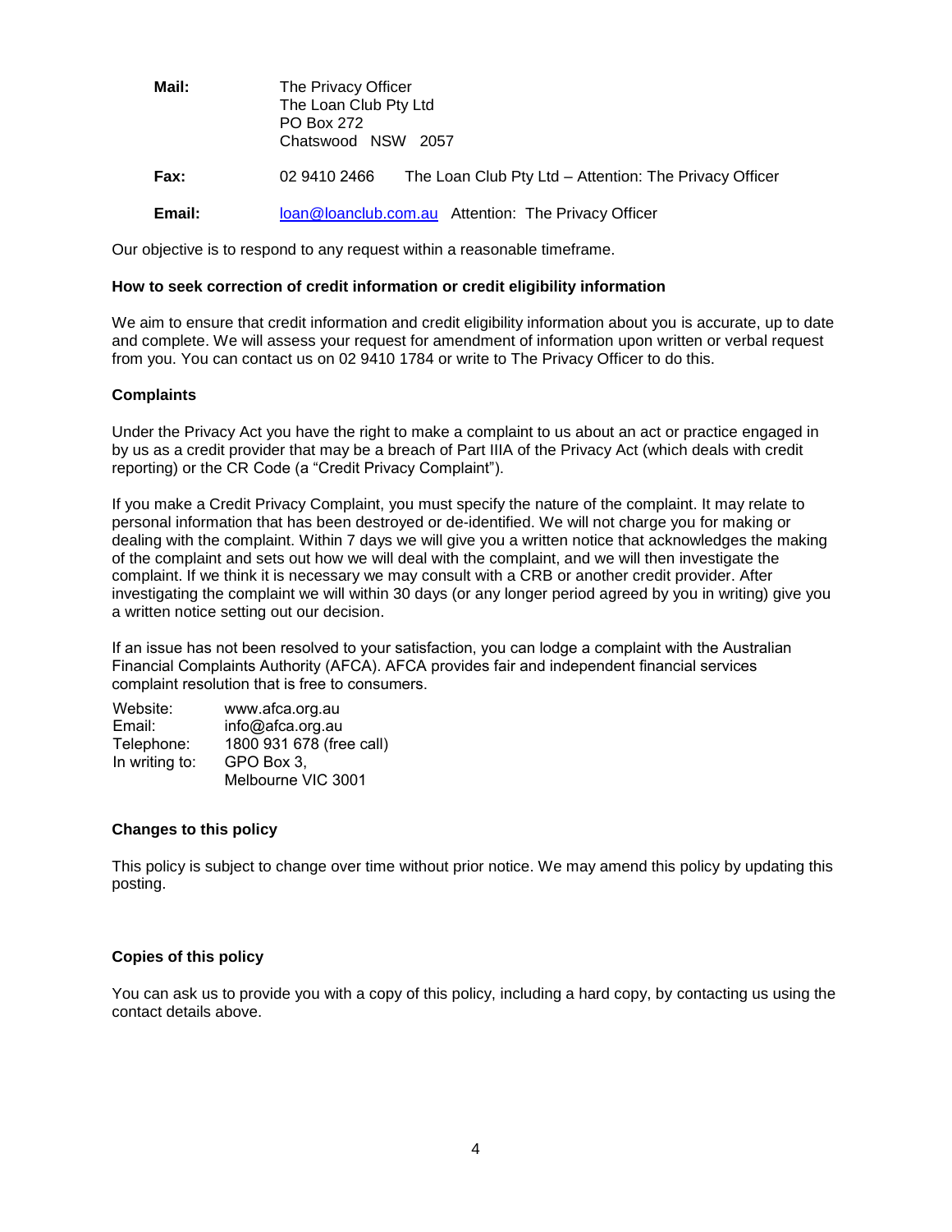**Mail:** The Privacy Officer
The Loan Club Pty Ltd
PO Box 272
Chatswood NSW 2057

**Fax:** 02 9410 2466 The Loan Club Pty Ltd – Attention: The Privacy Officer

**Email:** loan@loanclub.com.au Attention: The Privacy Officer

Our objective is to respond to any request within a reasonable timeframe.

**How to seek correction of credit information or credit eligibility information**

We aim to ensure that credit information and credit eligibility information about you is accurate, up to date and complete. We will assess your request for amendment of information upon written or verbal request from you. You can contact us on 02 9410 1784 or write to The Privacy Officer to do this.

**Complaints**

Under the Privacy Act you have the right to make a complaint to us about an act or practice engaged in by us as a credit provider that may be a breach of Part IIIA of the Privacy Act (which deals with credit reporting) or the CR Code (a "Credit Privacy Complaint").

If you make a Credit Privacy Complaint, you must specify the nature of the complaint. It may relate to personal information that has been destroyed or de-identified. We will not charge you for making or dealing with the complaint. Within 7 days we will give you a written notice that acknowledges the making of the complaint and sets out how we will deal with the complaint, and we will then investigate the complaint. If we think it is necessary we may consult with a CRB or another credit provider. After investigating the complaint we will within 30 days (or any longer period agreed by you in writing) give you a written notice setting out our decision.

If an issue has not been resolved to your satisfaction, you can lodge a complaint with the Australian Financial Complaints Authority (AFCA). AFCA provides fair and independent financial services complaint resolution that is free to consumers.

| | |
|---|---|
| Website: | www.afca.org.au |
| Email: | info@afca.org.au |
| Telephone: | 1800 931 678 (free call) |
| In writing to: | GPO Box 3, Melbourne VIC 3001 |

**Changes to this policy**

This policy is subject to change over time without prior notice. We may amend this policy by updating this posting.

**Copies of this policy**

You can ask us to provide you with a copy of this policy, including a hard copy, by contacting us using the contact details above.